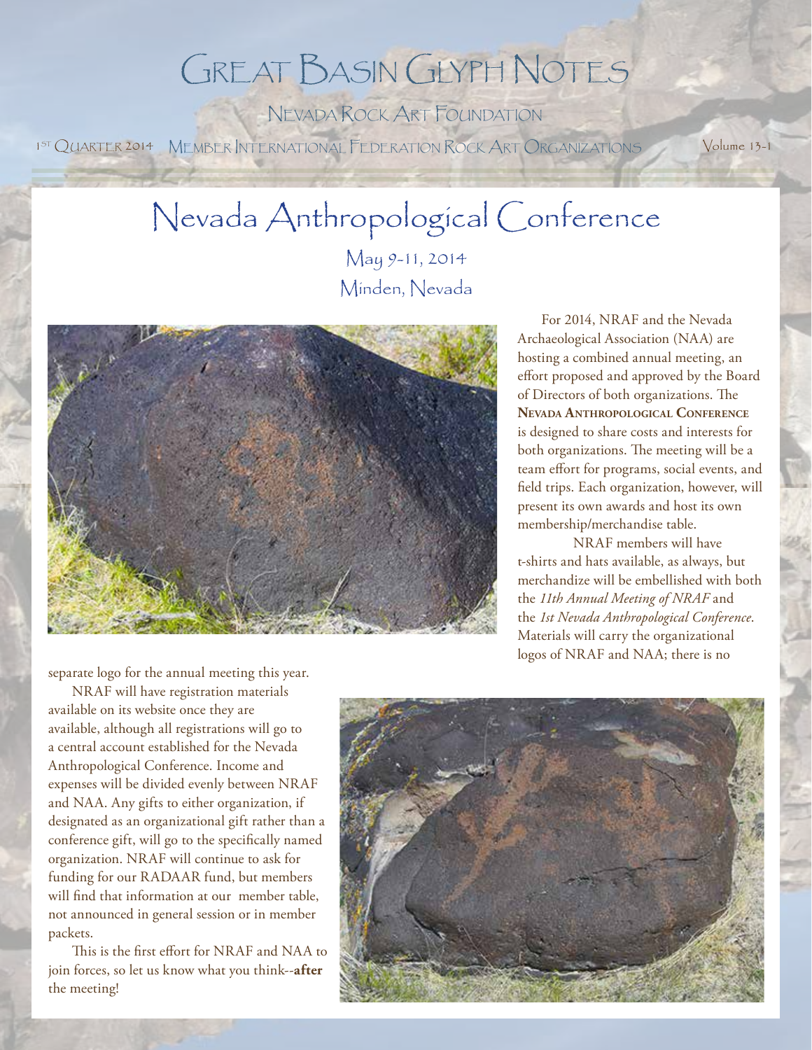# Great Basin Glyph Notes

Nevada Rock Art Foundation

1st Quarter 2014 Member International Federation Rock Art Organizations Volume 13-1

## Nevada Anthropological Conference

May 9-11, 2014

Minden, Nevada

For 2014, NRAF and the Nevada Archaeological Association (NAA) are hosting a combined annual meeting, an effort proposed and approved by the Board of Directors of both organizations. The **Nevada Anthropological Conference** is designed to share costs and interests for both organizations. The meeting will be a team effort for programs, social events, and field trips. Each organization, however, will present its own awards and host its own membership/merchandise table.

NRAF members will have t-shirts and hats available, as always, but merchandize will be embellished with both the *11th Annual Meeting of NRAF* and the *1st Nevada Anthropological Conference*. Materials will carry the organizational logos of NRAF and NAA; there is no separate logo for the annual meeting this year.

NRAF will have registration materials available on its website once they are available, although all registrations will go to a central account established for the Nevada Anthropological Conference. Income and expenses will be divided evenly between NRAF and NAA. Any gifts to either organization, if designated as an organizational gift rather than a conference gift, will go to the specifically named organization. NRAF will continue to ask for funding for our RADAAR fund, but members will find that information at our member table, not announced in general session or in member packets.

This is the first effort for NRAF and NAA to join forces, so let us know what you think--**after** the meeting!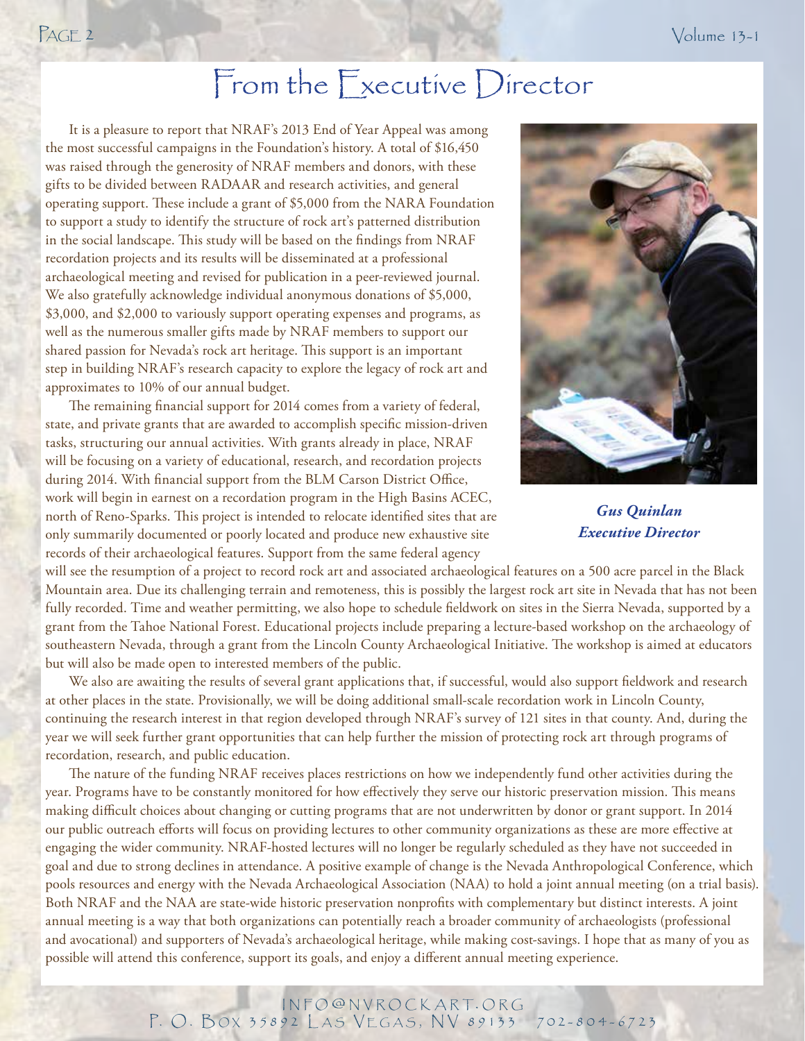# From the Executive Director

It is a pleasure to report that NRAF's 2013 End of Year Appeal was among the most successful campaigns in the Foundation's history. A total of $16,450 was raised through the generosity of NRAF members and donors, with these gifts to be divided between RADAAR and research activities, and general operating support. These include a grant of $5,000 from the NARA Foundation to support a study to identify the structure of rock art's patterned distribution in the social landscape. This study will be based on the findings from NRAF recordation projects and its results will be disseminated at a professional archaeological meeting and revised for publication in a peer-reviewed journal. We also gratefully acknowledge individual anonymous donations of $5,000, $3,000, and $2,000 to variously support operating expenses and programs, as well as the numerous smaller gifts made by NRAF members to support our shared passion for Nevada's rock art heritage. This support is an important step in building NRAF's research capacity to explore the legacy of rock art and approximates to 10% of our annual budget.

The remaining financial support for 2014 comes from a variety of federal, state, and private grants that are awarded to accomplish specific mission-driven tasks, structuring our annual activities. With grants already in place, NRAF will be focusing on a variety of educational, research, and recordation projects during 2014. With financial support from the BLM Carson District Office, work will begin in earnest on a recordation program in the High Basins ACEC, north of Reno-Sparks. This project is intended to relocate identified sites that are only summarily documented or poorly located and produce new exhaustive site records of their archaeological features. Support from the same federal agency will see the resumption of a project to record rock art and associated archaeological features on a 500 acre parcel in the Black Mountain area. Due its challenging terrain and remoteness, this is possibly the largest rock art site in Nevada that has not been fully recorded. Time and weather permitting, we also hope to schedule fieldwork on sites in the Sierra Nevada, supported by a grant from the Tahoe National Forest. Educational projects include preparing a lecture-based workshop on the archaeology of southeastern Nevada, through a grant from the Lincoln County Archaeological Initiative. The workshop is aimed at educators but will also be made open to interested members of the public.

*Gus Quinlan*
*Executive Director*

We also are awaiting the results of several grant applications that, if successful, would also support fieldwork and research at other places in the state. Provisionally, we will be doing additional small-scale recordation work in Lincoln County, continuing the research interest in that region developed through NRAF's survey of 121 sites in that county. And, during the year we will seek further grant opportunities that can help further the mission of protecting rock art through programs of recordation, research, and public education.

The nature of the funding NRAF receives places restrictions on how we independently fund other activities during the year. Programs have to be constantly monitored for how effectively they serve our historic preservation mission. This means making difficult choices about changing or cutting programs that are not underwritten by donor or grant support. In 2014 our public outreach efforts will focus on providing lectures to other community organizations as these are more effective at engaging the wider community. NRAF-hosted lectures will no longer be regularly scheduled as they have not succeeded in goal and due to strong declines in attendance. A positive example of change is the Nevada Anthropological Conference, which pools resources and energy with the Nevada Archaeological Association (NAA) to hold a joint annual meeting (on a trial basis). Both NRAF and the NAA are state-wide historic preservation nonprofits with complementary but distinct interests. A joint annual meeting is a way that both organizations can potentially reach a broader community of archaeologists (professional and avocational) and supporters of Nevada's archaeological heritage, while making cost-savings. I hope that as many of you as possible will attend this conference, support its goals, and enjoy a different annual meeting experience.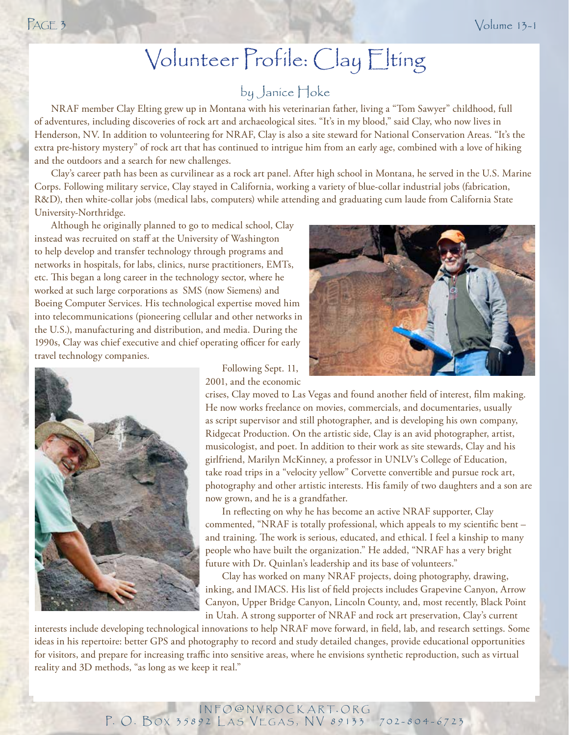# Volunteer Profile: Clay Elting

## by Janice Hoke

NRAF member Clay Elting grew up in Montana with his veterinarian father, living a "Tom Sawyer" childhood, full of adventures, including discoveries of rock art and archaeological sites. "It's in my blood," said Clay, who now lives in Henderson, NV. In addition to volunteering for NRAF, Clay is also a site steward for National Conservation Areas. "It's the extra pre-history mystery" of rock art that has continued to intrigue him from an early age, combined with a love of hiking and the outdoors and a search for new challenges.

Clay's career path has been as curvilinear as a rock art panel. After high school in Montana, he served in the U.S. Marine Corps. Following military service, Clay stayed in California, working a variety of blue-collar industrial jobs (fabrication, R&D), then white-collar jobs (medical labs, computers) while attending and graduating cum laude from California State University-Northridge.

Although he originally planned to go to medical school, Clay instead was recruited on staff at the University of Washington to help develop and transfer technology through programs and networks in hospitals, for labs, clinics, nurse practitioners, EMTs, etc. This began a long career in the technology sector, where he worked at such large corporations as SMS (now Siemens) and Boeing Computer Services. His technological expertise moved him into telecommunications (pioneering cellular and other networks in the U.S.), manufacturing and distribution, and media. During the 1990s, Clay was chief executive and chief operating officer for early travel technology companies.

Following Sept. 11, 2001, and the economic crises, Clay moved to Las Vegas and found another field of interest, film making. He now works freelance on movies, commercials, and documentaries, usually as script supervisor and still photographer, and is developing his own company, Ridgecat Production. On the artistic side, Clay is an avid photographer, artist, musicologist, and poet. In addition to their work as site stewards, Clay and his girlfriend, Marilyn McKinney, a professor in UNLV's College of Education, take road trips in a "velocity yellow" Corvette convertible and pursue rock art, photography and other artistic interests. His family of two daughters and a son are now grown, and he is a grandfather.

In reflecting on why he has become an active NRAF supporter, Clay commented, "NRAF is totally professional, which appeals to my scientific bent – and training. The work is serious, educated, and ethical. I feel a kinship to many people who have built the organization." He added, "NRAF has a very bright future with Dr. Quinlan's leadership and its base of volunteers."

Clay has worked on many NRAF projects, doing photography, drawing, inking, and IMACS. His list of field projects includes Grapevine Canyon, Arrow Canyon, Upper Bridge Canyon, Lincoln County, and, most recently, Black Point in Utah. A strong supporter of NRAF and rock art preservation, Clay's current interests include developing technological innovations to help NRAF move forward, in field, lab, and research settings. Some ideas in his repertoire: better GPS and photography to record and study detailed changes, provide educational opportunities for visitors, and prepare for increasing traffic into sensitive areas, where he envisions synthetic reproduction, such as virtual reality and 3D methods, "as long as we keep it real."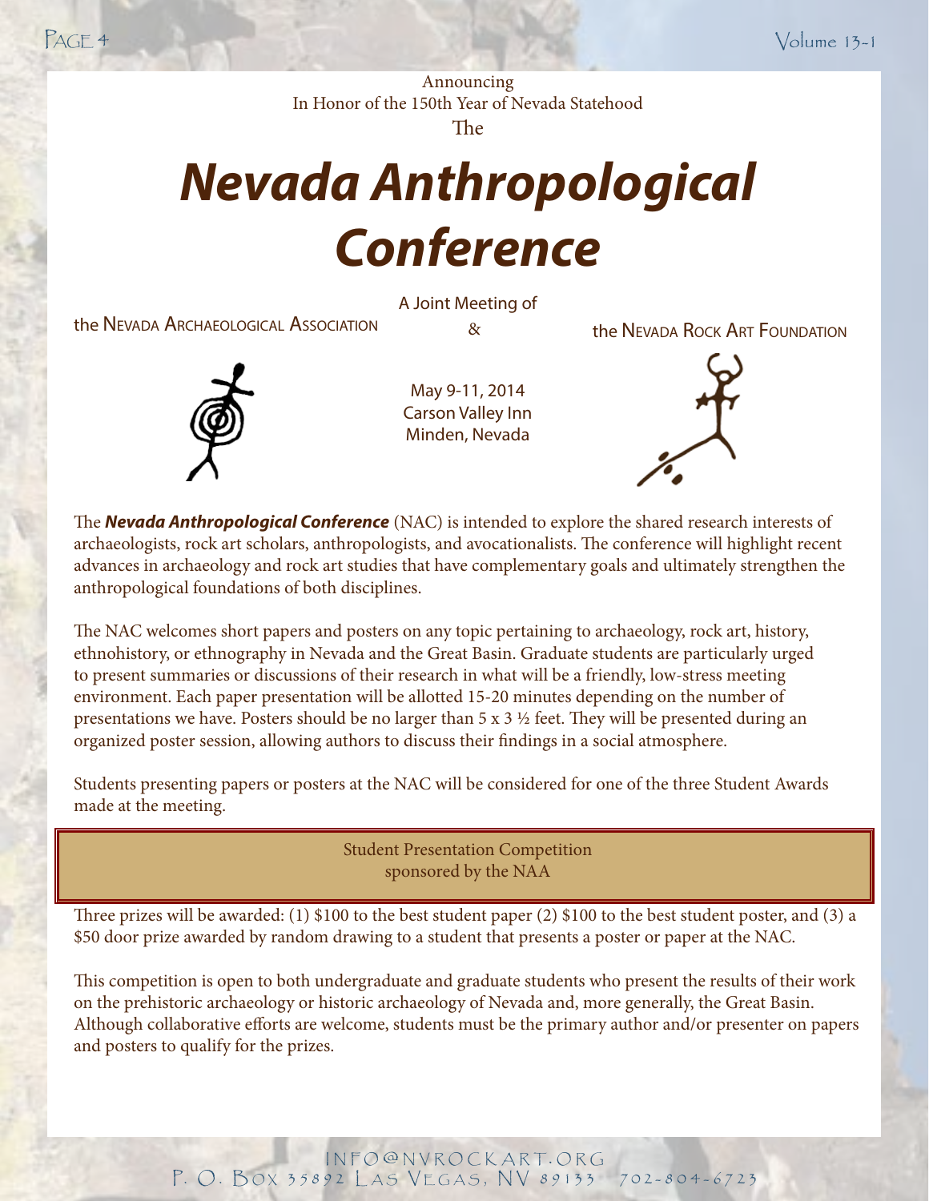Announcing
In Honor of the 150th Year of Nevada Statehood
The

# *Nevada Anthropological Conference*

A Joint Meeting of

the Nevada Archaeological Association & the Nevada Rock Art Foundation

May 9-11, 2014
Carson Valley Inn
Minden, Nevada

The ***Nevada Anthropological Conference*** (NAC) is intended to explore the shared research interests of archaeologists, rock art scholars, anthropologists, and avocationalists. The conference will highlight recent advances in archaeology and rock art studies that have complementary goals and ultimately strengthen the anthropological foundations of both disciplines.

The NAC welcomes short papers and posters on any topic pertaining to archaeology, rock art, history, ethnohistory, or ethnography in Nevada and the Great Basin. Graduate students are particularly urged to present summaries or discussions of their research in what will be a friendly, low-stress meeting environment. Each paper presentation will be allotted 15-20 minutes depending on the number of presentations we have. Posters should be no larger than 5 x 3 ½ feet. They will be presented during an organized poster session, allowing authors to discuss their findings in a social atmosphere.

Students presenting papers or posters at the NAC will be considered for one of the three Student Awards made at the meeting.

## Student Presentation Competition
sponsored by the NAA

Three prizes will be awarded: (1) $100 to the best student paper (2) $100 to the best student poster, and (3) a $50 door prize awarded by random drawing to a student that presents a poster or paper at the NAC.

This competition is open to both undergraduate and graduate students who present the results of their work on the prehistoric archaeology or historic archaeology of Nevada and, more generally, the Great Basin. Although collaborative efforts are welcome, students must be the primary author and/or presenter on papers and posters to qualify for the prizes.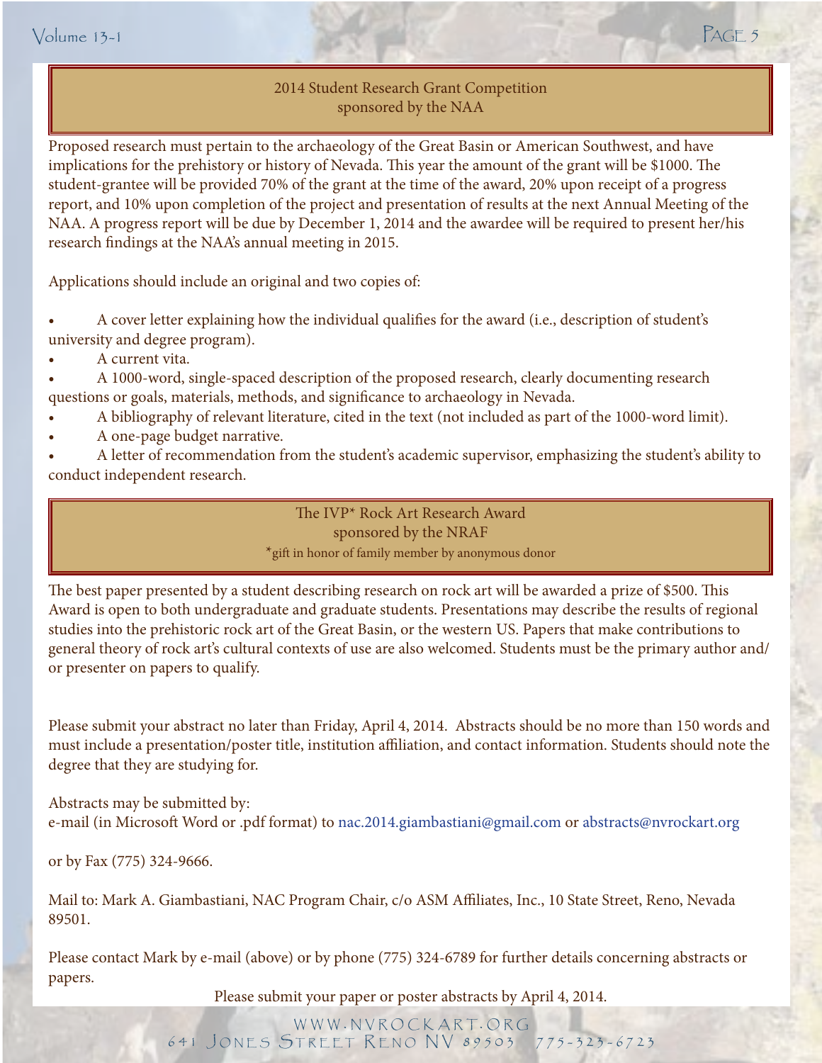## 2014 Student Research Grant Competition
## sponsored by the NAA

Proposed research must pertain to the archaeology of the Great Basin or American Southwest, and have implications for the prehistory or history of Nevada. This year the amount of the grant will be $1000. The student-grantee will be provided 70% of the grant at the time of the award, 20% upon receipt of a progress report, and 10% upon completion of the project and presentation of results at the next Annual Meeting of the NAA. A progress report will be due by December 1, 2014 and the awardee will be required to present her/his research findings at the NAA's annual meeting in 2015.

Applications should include an original and two copies of:

- A cover letter explaining how the individual qualifies for the award (i.e., description of student's university and degree program).
- A current vita.
- A 1000-word, single-spaced description of the proposed research, clearly documenting research questions or goals, materials, methods, and significance to archaeology in Nevada.
- A bibliography of relevant literature, cited in the text (not included as part of the 1000-word limit).
- A one-page budget narrative.
- A letter of recommendation from the student's academic supervisor, emphasizing the student's ability to conduct independent research.

## The IVP* Rock Art Research Award
## sponsored by the NRAF

*gift in honor of family member by anonymous donor

The best paper presented by a student describing research on rock art will be awarded a prize of $500. This Award is open to both undergraduate and graduate students. Presentations may describe the results of regional studies into the prehistoric rock art of the Great Basin, or the western US. Papers that make contributions to general theory of rock art's cultural contexts of use are also welcomed. Students must be the primary author and/or presenter on papers to qualify.

Please submit your abstract no later than Friday, April 4, 2014. Abstracts should be no more than 150 words and must include a presentation/poster title, institution affiliation, and contact information. Students should note the degree that they are studying for.

Abstracts may be submitted by:
e-mail (in Microsoft Word or .pdf format) to nac.2014.giambastiani@gmail.com or abstracts@nvrockart.org

or by Fax (775) 324-9666.

Mail to: Mark A. Giambastiani, NAC Program Chair, c/o ASM Affiliates, Inc., 10 State Street, Reno, Nevada 89501.

Please contact Mark by e-mail (above) or by phone (775) 324-6789 for further details concerning abstracts or papers.

Please submit your paper or poster abstracts by April 4, 2014.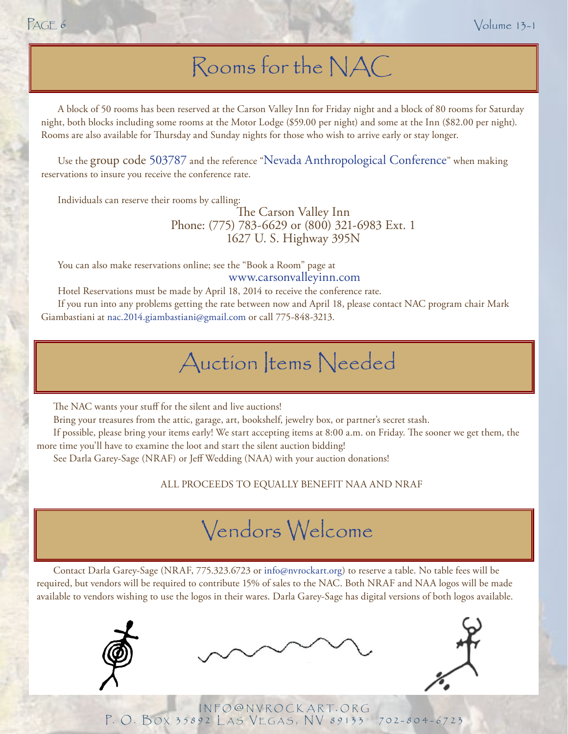# Rooms for the NAC

A block of 50 rooms has been reserved at the Carson Valley Inn for Friday night and a block of 80 rooms for Saturday night, both blocks including some rooms at the Motor Lodge ($59.00 per night) and some at the Inn ($82.00 per night). Rooms are also available for Thursday and Sunday nights for those who wish to arrive early or stay longer.

Use the group code 503787 and the reference "Nevada Anthropological Conference" when making reservations to insure you receive the conference rate.

Individuals can reserve their rooms by calling:

The Carson Valley Inn
Phone: (775) 783-6629 or (800) 321-6983 Ext. 1
1627 U. S. Highway 395N

You can also make reservations online; see the "Book a Room" page at
www.carsonvalleyinn.com

Hotel Reservations must be made by April 18, 2014 to receive the conference rate.

If you run into any problems getting the rate between now and April 18, please contact NAC program chair Mark Giambastiani at nac.2014.giambastiani@gmail.com or call 775-848-3213.

# Auction Items Needed

The NAC wants your stuff for the silent and live auctions!

Bring your treasures from the attic, garage, art, bookshelf, jewelry box, or partner's secret stash.

If possible, please bring your items early! We start accepting items at 8:00 a.m. on Friday. The sooner we get them, the more time you'll have to examine the loot and start the silent auction bidding!

See Darla Garey-Sage (NRAF) or Jeff Wedding (NAA) with your auction donations!

ALL PROCEEDS TO EQUALLY BENEFIT NAA AND NRAF

# Vendors Welcome

Contact Darla Garey-Sage (NRAF, 775.323.6723 or info@nvrockart.org) to reserve a table. No table fees will be required, but vendors will be required to contribute 15% of sales to the NAC. Both NRAF and NAA logos will be made available to vendors wishing to use the logos in their wares. Darla Garey-Sage has digital versions of both logos available.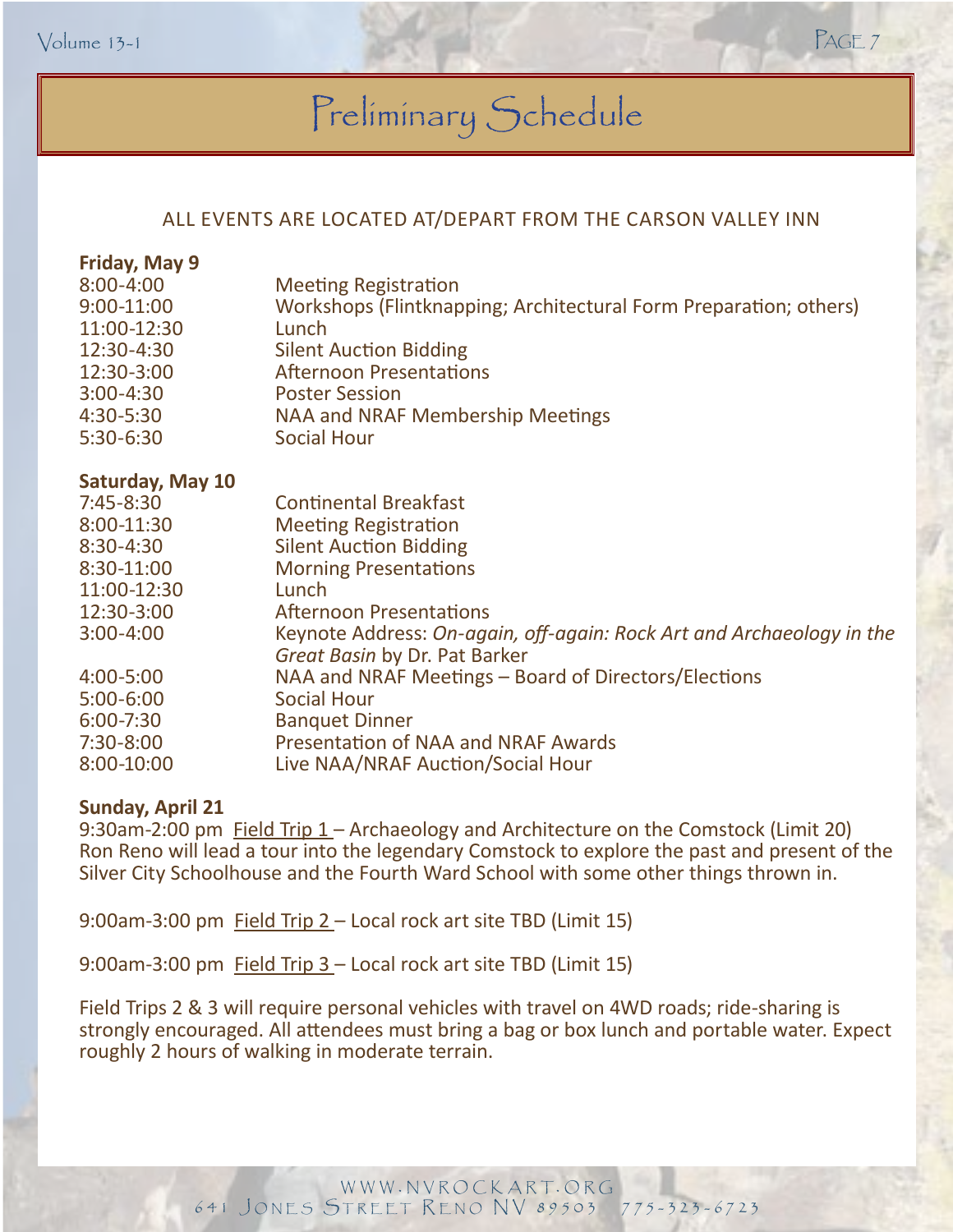# Preliminary Schedule

ALL EVENTS ARE LOCATED AT/DEPART FROM THE CARSON VALLEY INN

**Friday, May 9**

| | |
|---|---|
| 8:00-4:00 | Meeting Registration |
| 9:00-11:00 | Workshops (Flintknapping; Architectural Form Preparation; others) |
| 11:00-12:30 | Lunch |
| 12:30-4:30 | Silent Auction Bidding |
| 12:30-3:00 | Afternoon Presentations |
| 3:00-4:30 | Poster Session |
| 4:30-5:30 | NAA and NRAF Membership Meetings |
| 5:30-6:30 | Social Hour |

**Saturday, May 10**

| | |
|---|---|
| 7:45-8:30 | Continental Breakfast |
| 8:00-11:30 | Meeting Registration |
| 8:30-4:30 | Silent Auction Bidding |
| 8:30-11:00 | Morning Presentations |
| 11:00-12:30 | Lunch |
| 12:30-3:00 | Afternoon Presentations |
| 3:00-4:00 | Keynote Address: *On-again, off-again: Rock Art and Archaeology in the Great Basin* by Dr. Pat Barker |
| 4:00-5:00 | NAA and NRAF Meetings – Board of Directors/Elections |
| 5:00-6:00 | Social Hour |
| 6:00-7:30 | Banquet Dinner |
| 7:30-8:00 | Presentation of NAA and NRAF Awards |
| 8:00-10:00 | Live NAA/NRAF Auction/Social Hour |

**Sunday, April 21**

9:30am-2:00 pm Field Trip 1 – Archaeology and Architecture on the Comstock (Limit 20)
Ron Reno will lead a tour into the legendary Comstock to explore the past and present of the Silver City Schoolhouse and the Fourth Ward School with some other things thrown in.

9:00am-3:00 pm Field Trip 2 – Local rock art site TBD (Limit 15)

9:00am-3:00 pm Field Trip 3 – Local rock art site TBD (Limit 15)

Field Trips 2 & 3 will require personal vehicles with travel on 4WD roads; ride-sharing is strongly encouraged. All attendees must bring a bag or box lunch and portable water. Expect roughly 2 hours of walking in moderate terrain.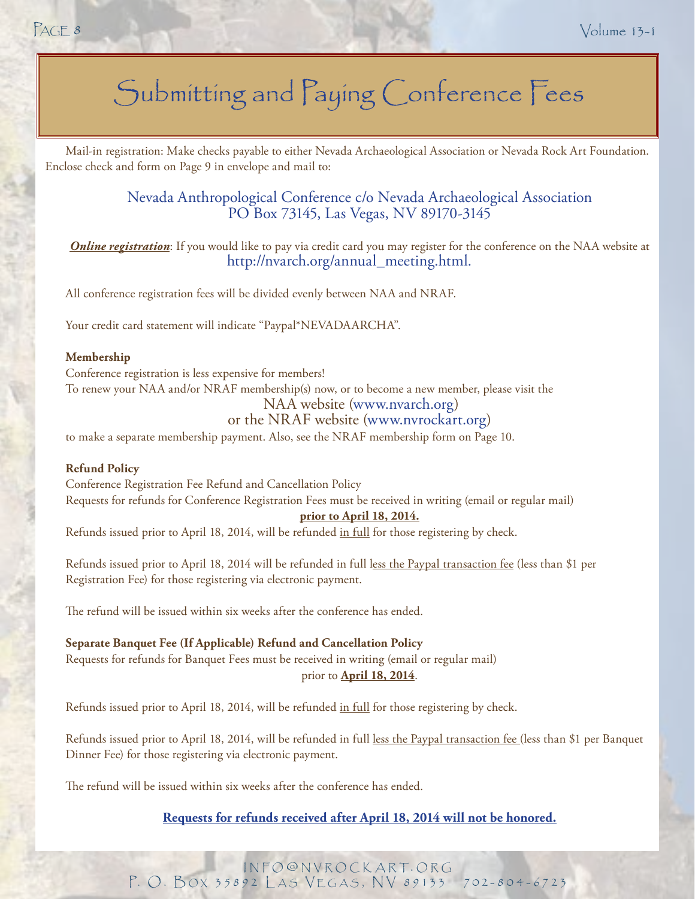# Submitting and Paying Conference Fees

Mail-in registration: Make checks payable to either Nevada Archaeological Association or Nevada Rock Art Foundation. Enclose check and form on Page 9 in envelope and mail to:

Nevada Anthropological Conference c/o Nevada Archaeological Association
PO Box 73145, Las Vegas, NV 89170-3145

***Online registration***: If you would like to pay via credit card you may register for the conference on the NAA website at http://nvarch.org/annual_meeting.html.

All conference registration fees will be divided evenly between NAA and NRAF.

Your credit card statement will indicate "Paypal*NEVADAARCHA".

**Membership**

Conference registration is less expensive for members!
To renew your NAA and/or NRAF membership(s) now, or to become a new member, please visit the
NAA website (www.nvarch.org)
or the NRAF website (www.nvrockart.org)
to make a separate membership payment. Also, see the NRAF membership form on Page 10.

**Refund Policy**

Conference Registration Fee Refund and Cancellation Policy
Requests for refunds for Conference Registration Fees must be received in writing (email or regular mail) **prior to April 18, 2014.**
Refunds issued prior to April 18, 2014, will be refunded in full for those registering by check.

Refunds issued prior to April 18, 2014 will be refunded in full less the Paypal transaction fee (less than $1 per Registration Fee) for those registering via electronic payment.

The refund will be issued within six weeks after the conference has ended.

**Separate Banquet Fee (If Applicable) Refund and Cancellation Policy**

Requests for refunds for Banquet Fees must be received in writing (email or regular mail) prior to **April 18, 2014**.

Refunds issued prior to April 18, 2014, will be refunded in full for those registering by check.

Refunds issued prior to April 18, 2014, will be refunded in full less the Paypal transaction fee (less than $1 per Banquet Dinner Fee) for those registering via electronic payment.

The refund will be issued within six weeks after the conference has ended.

**Requests for refunds received after April 18, 2014 will not be honored.**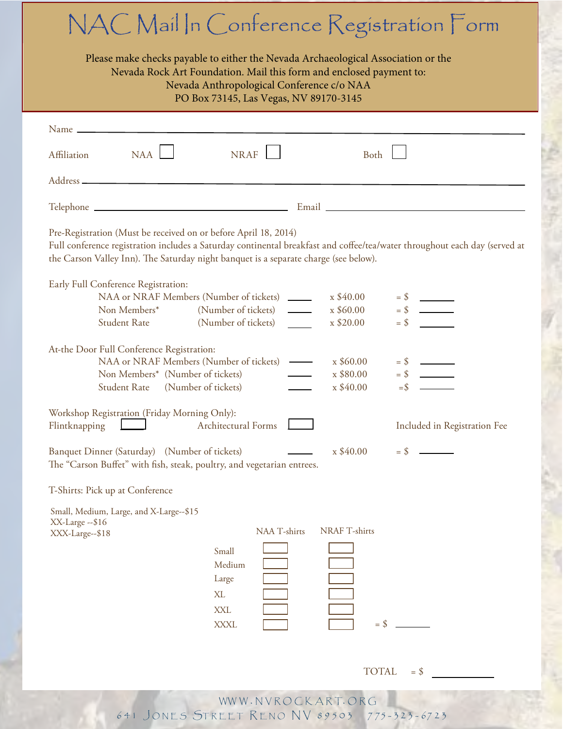# NAC Mail In Conference Registration Form

Please make checks payable to either the Nevada Archaeological Association or the Nevada Rock Art Foundation. Mail this form and enclosed payment to:
Nevada Anthropological Conference c/o NAA
PO Box 73145, Las Vegas, NV 89170-3145

Name ______________________________________________

Affiliation NAA ☐ NRAF ☐ Both ☐

Address ______________________________________________

Telephone ____________________ Email ____________________

Pre-Registration (Must be received on or before April 18, 2014)
Full conference registration includes a Saturday continental breakfast and coffee/tea/water throughout each day (served at the Carson Valley Inn). The Saturday night banquet is a separate charge (see below).

Early Full Conference Registration:

| | | | |
|---|---|---|---|
| NAA or NRAF Members (Number of tickets) | _____ | x $40.00 | = $ _____ |
| Non Members* (Number of tickets) | _____ | x $60.00 | = $ _____ |
| Student Rate (Number of tickets) | _____ | x $20.00 | = $ _____ |

At-the Door Full Conference Registration:

| | | | |
|---|---|---|---|
| NAA or NRAF Members (Number of tickets) | _____ | x $60.00 | = $ _____ |
| Non Members* (Number of tickets) | _____ | x $80.00 | = $ _____ |
| Student Rate (Number of tickets) | _____ | x $40.00 | =$ _____ |

Workshop Registration (Friday Morning Only):
Flintknapping ☐ Architectural Forms ☐ Included in Registration Fee

Banquet Dinner (Saturday) (Number of tickets) _____ x $40.00 = $ _____
The "Carson Buffet" with fish, steak, poultry, and vegetarian entrees.

T-Shirts: Pick up at Conference

Small, Medium, Large, and X-Large--$15
XX-Large --$16
XXX-Large--$18

| | NAA T-shirts | NRAF T-shirts |
|---|---|---|
| Small | ☐ | ☐ |
| Medium | ☐ | ☐ |
| Large | ☐ | ☐ |
| XL | ☐ | ☐ |
| XXL | ☐ | ☐ |
| XXXL | ☐ | ☐ |

= $ _____

TOTAL = $ _____

WWW.NVROCKART.ORG
641 Jones Street Reno NV 89503 775-323-6723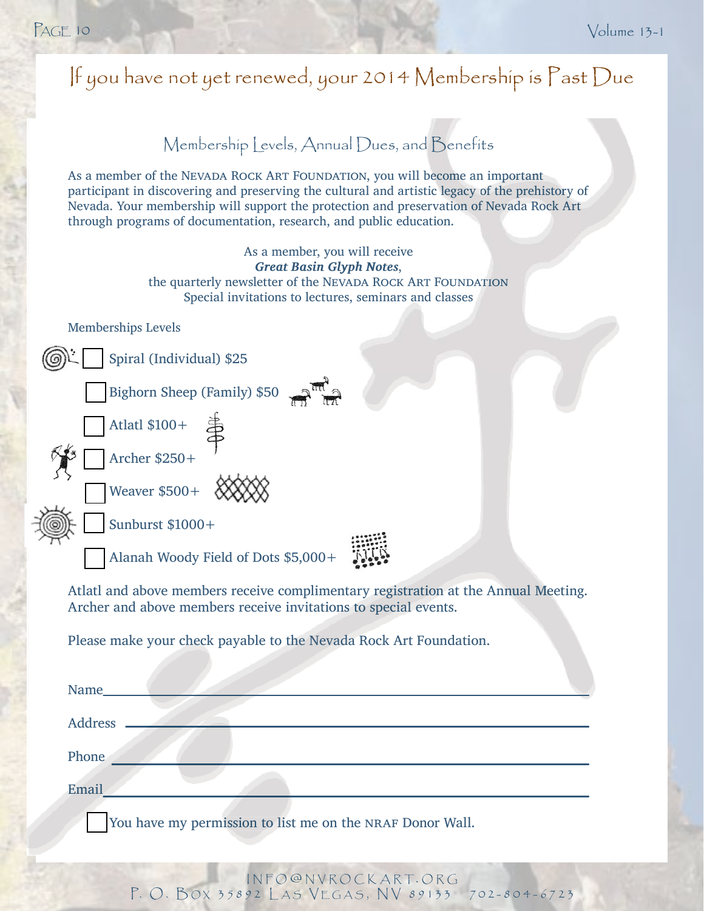# If you have not yet renewed, your 2014 Membership is Past Due

## Membership Levels, Annual Dues, and Benefits

As a member of the NEVADA ROCK ART FOUNDATION, you will become an important participant in discovering and preserving the cultural and artistic legacy of the prehistory of Nevada. Your membership will support the protection and preservation of Nevada Rock Art through programs of documentation, research, and public education.

As a member, you will receive
***Great Basin Glyph Notes***,
the quarterly newsletter of the NEVADA ROCK ART FOUNDATION
Special invitations to lectures, seminars and classes

Memberships Levels

- ☐ Spiral (Individual) $25
- ☐ Bighorn Sheep (Family) $50
- ☐ Atlatl $100+
- ☐ Archer $250+
- ☐ Weaver $500+
- ☐ Sunburst $1000+
- ☐ Alanah Woody Field of Dots $5,000+

Atlatl and above members receive complimentary registration at the Annual Meeting.
Archer and above members receive invitations to special events.

Please make your check payable to the Nevada Rock Art Foundation.

Name\_\_\_\_\_\_\_\_\_\_\_\_\_\_\_\_\_\_\_\_\_\_\_\_\_\_\_\_\_\_\_\_\_\_\_\_\_\_\_\_

Address \_\_\_\_\_\_\_\_\_\_\_\_\_\_\_\_\_\_\_\_\_\_\_\_\_\_\_\_\_\_\_\_\_\_\_\_\_\_\_\_

Phone \_\_\_\_\_\_\_\_\_\_\_\_\_\_\_\_\_\_\_\_\_\_\_\_\_\_\_\_\_\_\_\_\_\_\_\_\_\_\_\_

Email\_\_\_\_\_\_\_\_\_\_\_\_\_\_\_\_\_\_\_\_\_\_\_\_\_\_\_\_\_\_\_\_\_\_\_\_\_\_\_\_

☐ You have my permission to list me on the NRAF Donor Wall.

INFO@NVROCKART.ORG
P. O. BOX 35892 LAS VEGAS, NV 89133 702-804-6723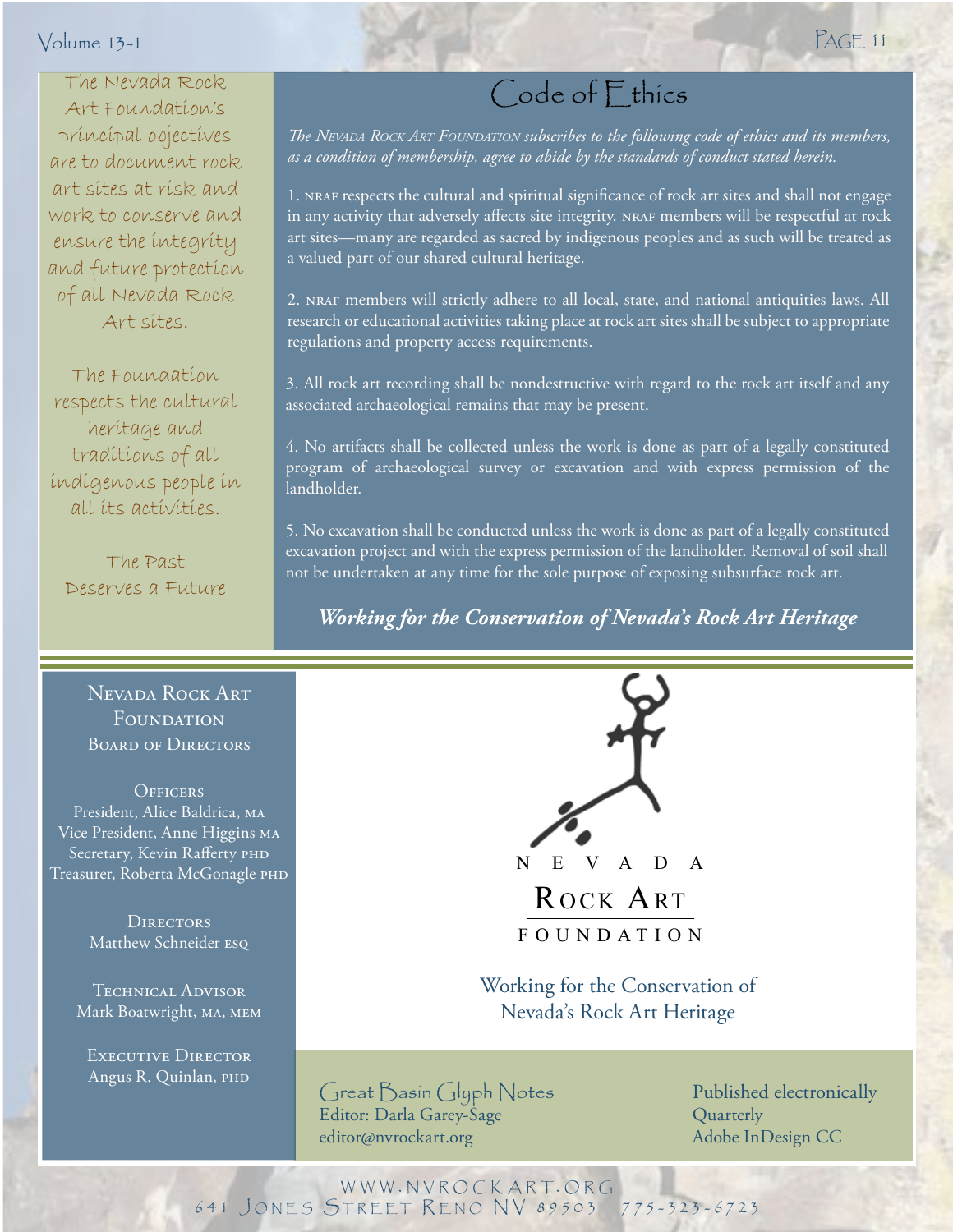The Nevada Rock Art Foundation's principal objectives are to document rock art sites at risk and work to conserve and ensure the integrity and future protection of all Nevada Rock Art sites.

The Foundation respects the cultural heritage and traditions of all indigenous people in all its activities.

The Past Deserves a Future

# Code of Ethics

*The Nevada Rock Art Foundation subscribes to the following code of ethics and its members, as a condition of membership, agree to abide by the standards of conduct stated herein.*

1. NRAF respects the cultural and spiritual significance of rock art sites and shall not engage in any activity that adversely affects site integrity. NRAF members will be respectful at rock art sites—many are regarded as sacred by indigenous peoples and as such will be treated as a valued part of our shared cultural heritage.

2. NRAF members will strictly adhere to all local, state, and national antiquities laws. All research or educational activities taking place at rock art sites shall be subject to appropriate regulations and property access requirements.

3. All rock art recording shall be nondestructive with regard to the rock art itself and any associated archaeological remains that may be present.

4. No artifacts shall be collected unless the work is done as part of a legally constituted program of archaeological survey or excavation and with express permission of the landholder.

5. No excavation shall be conducted unless the work is done as part of a legally constituted excavation project and with the express permission of the landholder. Removal of soil shall not be undertaken at any time for the sole purpose of exposing subsurface rock art.

***Working for the Conservation of Nevada's Rock Art Heritage***

---

## Nevada Rock Art Foundation Board of Directors

**Officers**
President, Alice Baldrica, MA
Vice President, Anne Higgins MA
Secretary, Kevin Rafferty PHD
Treasurer, Roberta McGonagle PHD

**Directors**
Matthew Schneider ESQ

**Technical Advisor**
Mark Boatwright, MA, MEM

**Executive Director**
Angus R. Quinlan, PHD

NEVADA ROCK ART FOUNDATION

Working for the Conservation of Nevada's Rock Art Heritage

Great Basin Glyph Notes
Editor: Darla Garey-Sage
editor@nvrockart.org

Published electronically
Quarterly
Adobe InDesign CC

WWW.NVROCKART.ORG
641 Jones Street Reno NV 89503 775-323-6723